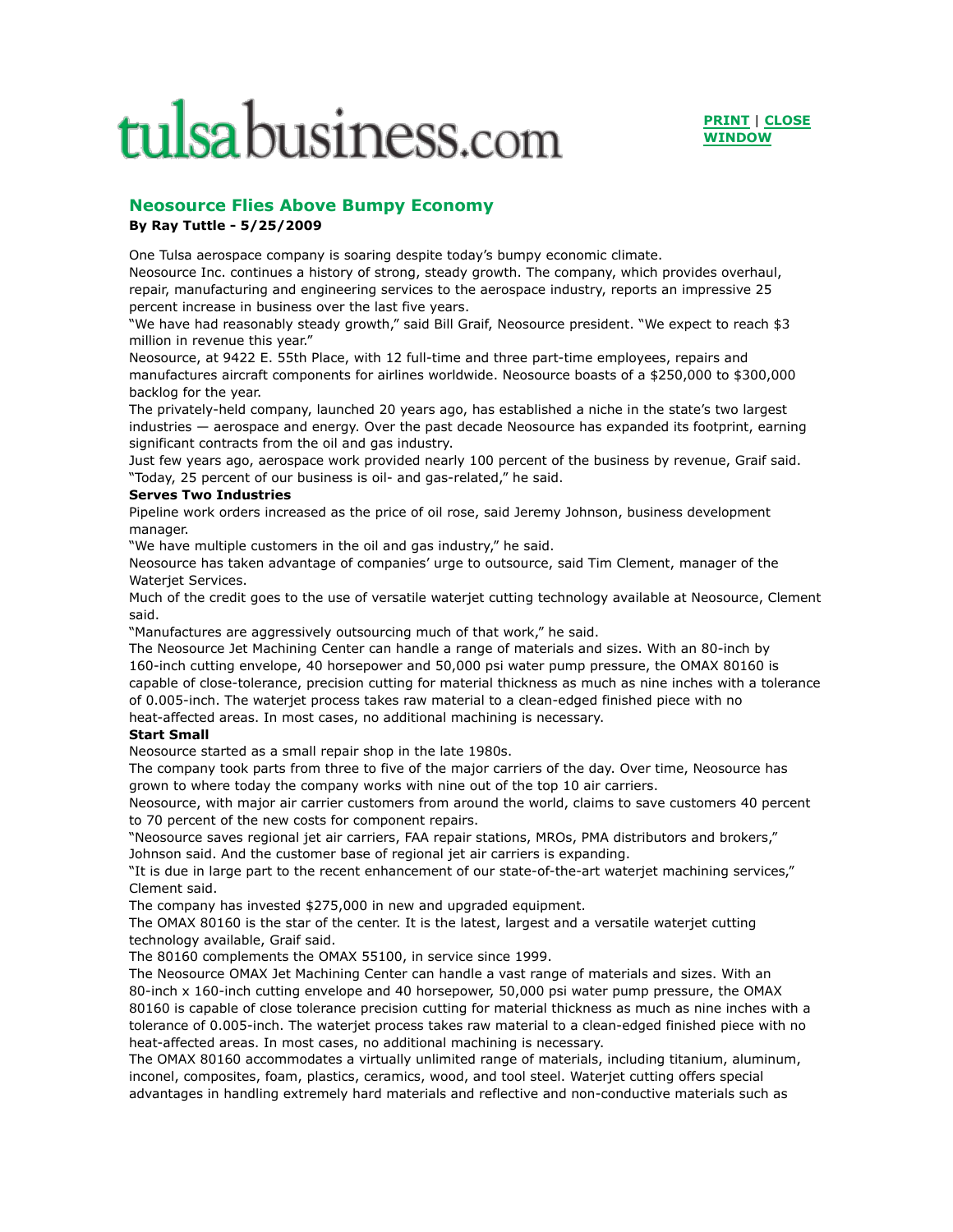tulsabusiness.com

# Neosource Flies Above Bumpy Economy

**By Ray Tuttle - 5/25/2009**

One Tulsa aerospace company is soaring despite today's bumpy economic climate.

Neosource Inc. continues a history of strong, steady growth. The company, which provides overhaul, repair, manufacturing and engineering services to the aerospace industry, reports an impressive 25 percent increase in business over the last five years.

"We have had reasonably steady growth," said Bill Graif, Neosource president. "We expect to reach $3 million in revenue this year."

Neosource, at 9422 E. 55th Place, with 12 full-time and three part-time employees, repairs and manufactures aircraft components for airlines worldwide. Neosource boasts of a $250,000 to $300,000 backlog for the year.

The privately-held company, launched 20 years ago, has established a niche in the state's two largest industries — aerospace and energy. Over the past decade Neosource has expanded its footprint, earning significant contracts from the oil and gas industry.

Just few years ago, aerospace work provided nearly 100 percent of the business by revenue, Graif said. "Today, 25 percent of our business is oil- and gas-related," he said.

**Serves Two Industries**

Pipeline work orders increased as the price of oil rose, said Jeremy Johnson, business development manager.

"We have multiple customers in the oil and gas industry," he said.

Neosource has taken advantage of companies' urge to outsource, said Tim Clement, manager of the Waterjet Services.

Much of the credit goes to the use of versatile waterjet cutting technology available at Neosource, Clement said.

"Manufactures are aggressively outsourcing much of that work," he said.

The Neosource Jet Machining Center can handle a range of materials and sizes. With an 80-inch by 160-inch cutting envelope, 40 horsepower and 50,000 psi water pump pressure, the OMAX 80160 is capable of close-tolerance, precision cutting for material thickness as much as nine inches with a tolerance of 0.005-inch. The waterjet process takes raw material to a clean-edged finished piece with no heat-affected areas. In most cases, no additional machining is necessary.

**Start Small**

Neosource started as a small repair shop in the late 1980s.

The company took parts from three to five of the major carriers of the day. Over time, Neosource has grown to where today the company works with nine out of the top 10 air carriers.

Neosource, with major air carrier customers from around the world, claims to save customers 40 percent to 70 percent of the new costs for component repairs.

"Neosource saves regional jet air carriers, FAA repair stations, MROs, PMA distributors and brokers," Johnson said. And the customer base of regional jet air carriers is expanding.

"It is due in large part to the recent enhancement of our state-of-the-art waterjet machining services," Clement said.

The company has invested $275,000 in new and upgraded equipment.

The OMAX 80160 is the star of the center. It is the latest, largest and a versatile waterjet cutting technology available, Graif said.

The 80160 complements the OMAX 55100, in service since 1999.

The Neosource OMAX Jet Machining Center can handle a vast range of materials and sizes. With an 80-inch x 160-inch cutting envelope and 40 horsepower, 50,000 psi water pump pressure, the OMAX 80160 is capable of close tolerance precision cutting for material thickness as much as nine inches with a tolerance of 0.005-inch. The waterjet process takes raw material to a clean-edged finished piece with no heat-affected areas. In most cases, no additional machining is necessary.

The OMAX 80160 accommodates a virtually unlimited range of materials, including titanium, aluminum, inconel, composites, foam, plastics, ceramics, wood, and tool steel. Waterjet cutting offers special advantages in handling extremely hard materials and reflective and non-conductive materials such as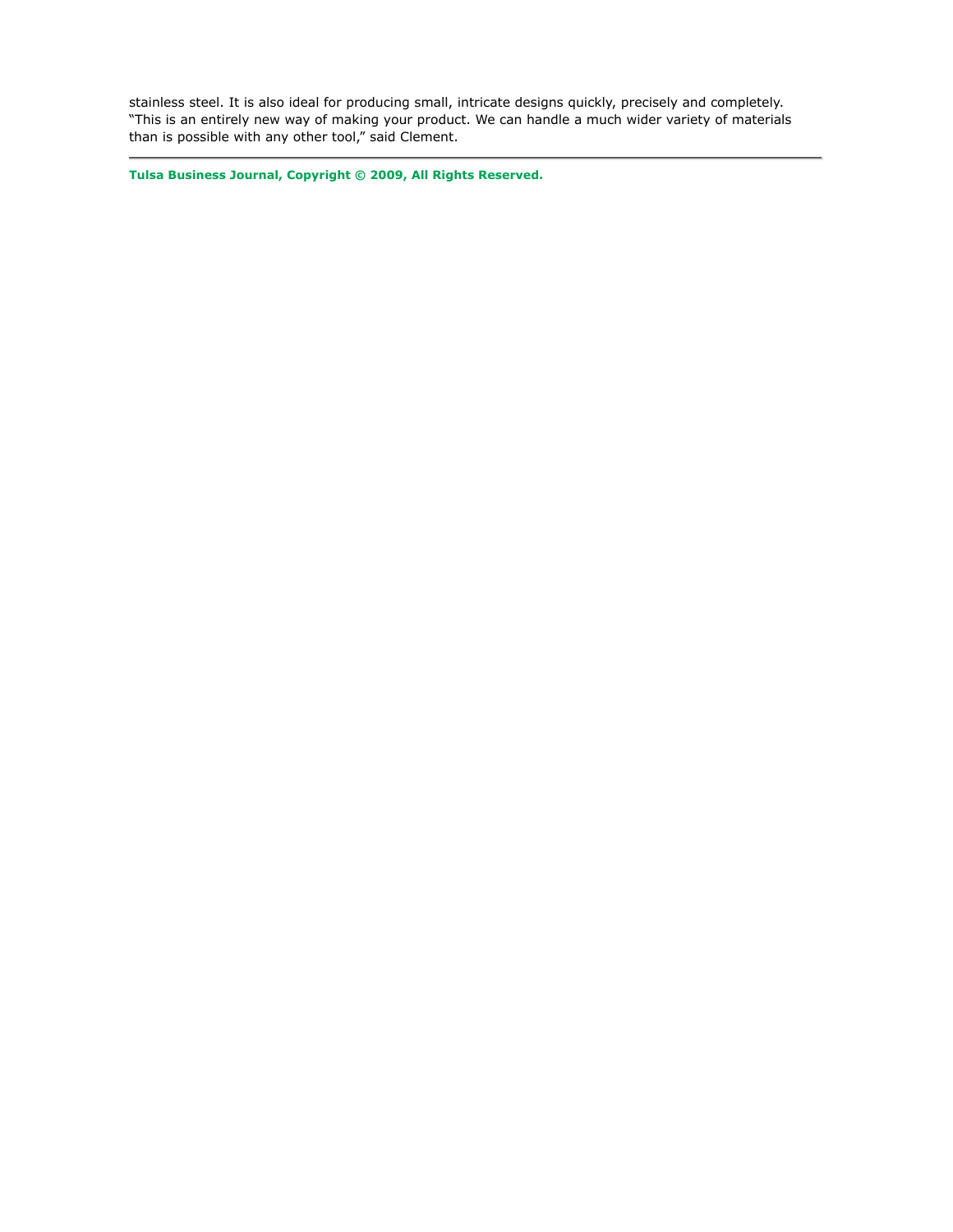stainless steel. It is also ideal for producing small, intricate designs quickly, precisely and completely. "This is an entirely new way of making your product. We can handle a much wider variety of materials than is possible with any other tool," said Clement.

---

**Tulsa Business Journal, Copyright © 2009, All Rights Reserved.**